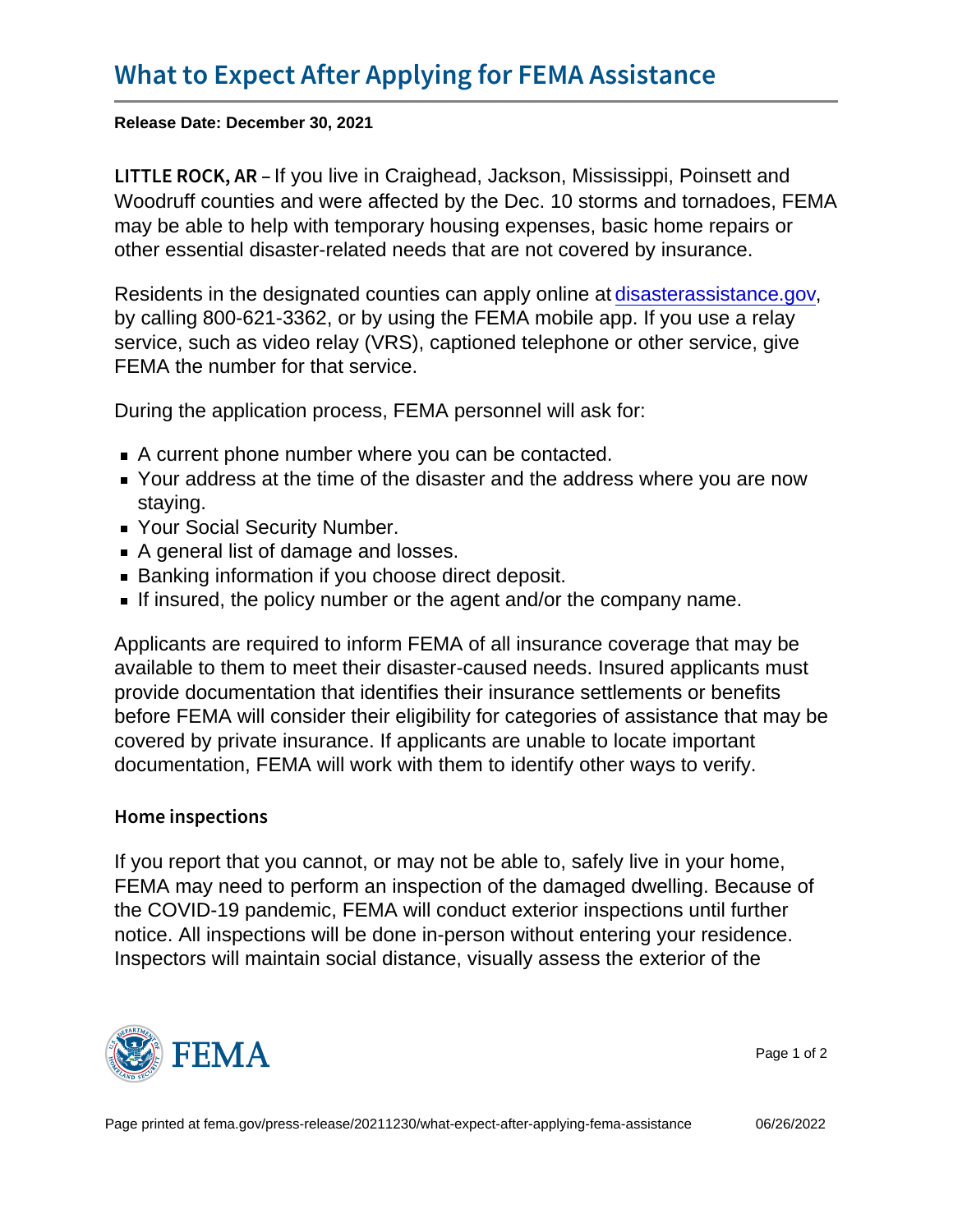# What to Expect After Applying for FEMA Assistance

**Release Date: December 30, 2021**

**LITTLE ROCK, AR** – If you live in Craighead, Jackson, Mississippi, Poinsett and Woodruff counties and were affected by the Dec. 10 storms and tornadoes, FEMA may be able to help with temporary housing expenses, basic home repairs or other essential disaster-related needs that are not covered by insurance.

Residents in the designated counties can apply online at disasterassistance.gov, by calling 800-621-3362, or by using the FEMA mobile app. If you use a relay service, such as video relay (VRS), captioned telephone or other service, give FEMA the number for that service.

During the application process, FEMA personnel will ask for:

- A current phone number where you can be contacted.
- Your address at the time of the disaster and the address where you are now staying.
- Your Social Security Number.
- A general list of damage and losses.
- Banking information if you choose direct deposit.
- If insured, the policy number or the agent and/or the company name.

Applicants are required to inform FEMA of all insurance coverage that may be available to them to meet their disaster-caused needs. Insured applicants must provide documentation that identifies their insurance settlements or benefits before FEMA will consider their eligibility for categories of assistance that may be covered by private insurance. If applicants are unable to locate important documentation, FEMA will work with them to identify other ways to verify.

## Home inspections

If you report that you cannot, or may not be able to, safely live in your home, FEMA may need to perform an inspection of the damaged dwelling. Because of the COVID-19 pandemic, FEMA will conduct exterior inspections until further notice. All inspections will be done in-person without entering your residence. Inspectors will maintain social distance, visually assess the exterior of the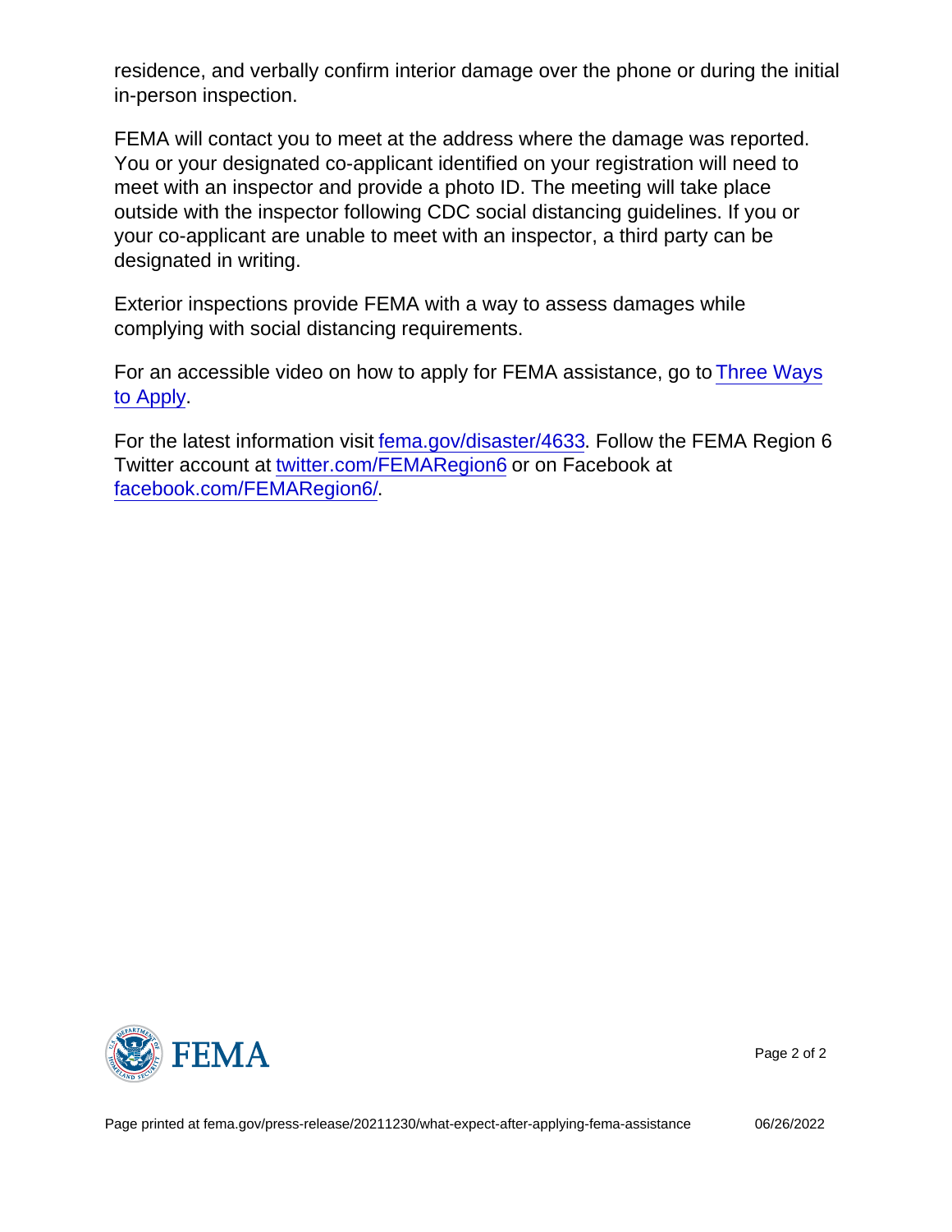residence, and verbally confirm interior damage over the phone or during the initial in-person inspection.

FEMA will contact you to meet at the address where the damage was reported. You or your designated co-applicant identified on your registration will need to meet with an inspector and provide a photo ID. The meeting will take place outside with the inspector following CDC social distancing guidelines. If you or your co-applicant are unable to meet with an inspector, a third party can be designated in writing.

Exterior inspections provide FEMA with a way to assess damages while complying with social distancing requirements.

For an accessible video on how to apply for FEMA assistance, go to Three Ways to Apply.

For the latest information visit fema.gov/disaster/4633. Follow the FEMA Region 6 Twitter account at twitter.com/FEMARegion6 or on Facebook at facebook.com/FEMARegion6/.